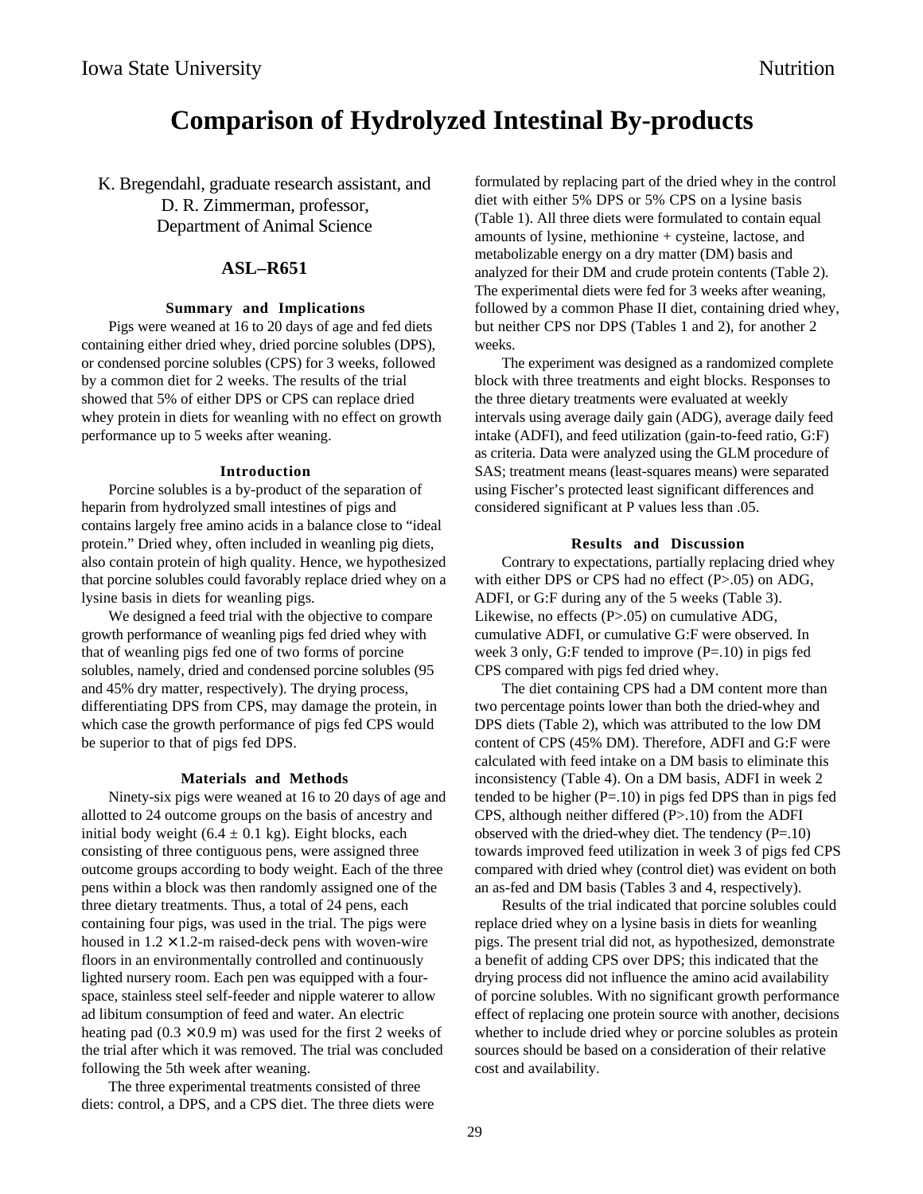# Comparison of Hydrolyzed Intestinal By-products

K. Bregendahl, graduate research assistant, and
D. R. Zimmerman, professor,
Department of Animal Science

## ASL–R651

### Summary and Implications

Pigs were weaned at 16 to 20 days of age and fed diets containing either dried whey, dried porcine solubles (DPS), or condensed porcine solubles (CPS) for 3 weeks, followed by a common diet for 2 weeks. The results of the trial showed that 5% of either DPS or CPS can replace dried whey protein in diets for weanling with no effect on growth performance up to 5 weeks after weaning.

### Introduction

Porcine solubles is a by-product of the separation of heparin from hydrolyzed small intestines of pigs and contains largely free amino acids in a balance close to "ideal protein." Dried whey, often included in weanling pig diets, also contain protein of high quality. Hence, we hypothesized that porcine solubles could favorably replace dried whey on a lysine basis in diets for weanling pigs.

We designed a feed trial with the objective to compare growth performance of weanling pigs fed dried whey with that of weanling pigs fed one of two forms of porcine solubles, namely, dried and condensed porcine solubles (95 and 45% dry matter, respectively). The drying process, differentiating DPS from CPS, may damage the protein, in which case the growth performance of pigs fed CPS would be superior to that of pigs fed DPS.

### Materials and Methods

Ninety-six pigs were weaned at 16 to 20 days of age and allotted to 24 outcome groups on the basis of ancestry and initial body weight ($6.4 \pm 0.1$ kg). Eight blocks, each consisting of three contiguous pens, were assigned three outcome groups according to body weight. Each of the three pens within a block was then randomly assigned one of the three dietary treatments. Thus, a total of 24 pens, each containing four pigs, was used in the trial. The pigs were housed in $1.2 \times 1.2$-m raised-deck pens with woven-wire floors in an environmentally controlled and continuously lighted nursery room. Each pen was equipped with a four-space, stainless steel self-feeder and nipple waterer to allow ad libitum consumption of feed and water. An electric heating pad ($0.3 \times 0.9$ m) was used for the first 2 weeks of the trial after which it was removed. The trial was concluded following the 5th week after weaning.

The three experimental treatments consisted of three diets: control, a DPS, and a CPS diet. The three diets were formulated by replacing part of the dried whey in the control diet with either 5% DPS or 5% CPS on a lysine basis (Table 1). All three diets were formulated to contain equal amounts of lysine, methionine + cysteine, lactose, and metabolizable energy on a dry matter (DM) basis and analyzed for their DM and crude protein contents (Table 2). The experimental diets were fed for 3 weeks after weaning, followed by a common Phase II diet, containing dried whey, but neither CPS nor DPS (Tables 1 and 2), for another 2 weeks.

The experiment was designed as a randomized complete block with three treatments and eight blocks. Responses to the three dietary treatments were evaluated at weekly intervals using average daily gain (ADG), average daily feed intake (ADFI), and feed utilization (gain-to-feed ratio, G:F) as criteria. Data were analyzed using the GLM procedure of SAS; treatment means (least-squares means) were separated using Fischer's protected least significant differences and considered significant at P values less than .05.

### Results and Discussion

Contrary to expectations, partially replacing dried whey with either DPS or CPS had no effect (P>.05) on ADG, ADFI, or G:F during any of the 5 weeks (Table 3). Likewise, no effects (P>.05) on cumulative ADG, cumulative ADFI, or cumulative G:F were observed. In week 3 only, G:F tended to improve (P=.10) in pigs fed CPS compared with pigs fed dried whey.

The diet containing CPS had a DM content more than two percentage points lower than both the dried-whey and DPS diets (Table 2), which was attributed to the low DM content of CPS (45% DM). Therefore, ADFI and G:F were calculated with feed intake on a DM basis to eliminate this inconsistency (Table 4). On a DM basis, ADFI in week 2 tended to be higher (P=.10) in pigs fed DPS than in pigs fed CPS, although neither differed (P>.10) from the ADFI observed with the dried-whey diet. The tendency (P=.10) towards improved feed utilization in week 3 of pigs fed CPS compared with dried whey (control diet) was evident on both an as-fed and DM basis (Tables 3 and 4, respectively).

Results of the trial indicated that porcine solubles could replace dried whey on a lysine basis in diets for weanling pigs. The present trial did not, as hypothesized, demonstrate a benefit of adding CPS over DPS; this indicated that the drying process did not influence the amino acid availability of porcine solubles. With no significant growth performance effect of replacing one protein source with another, decisions whether to include dried whey or porcine solubles as protein sources should be based on a consideration of their relative cost and availability.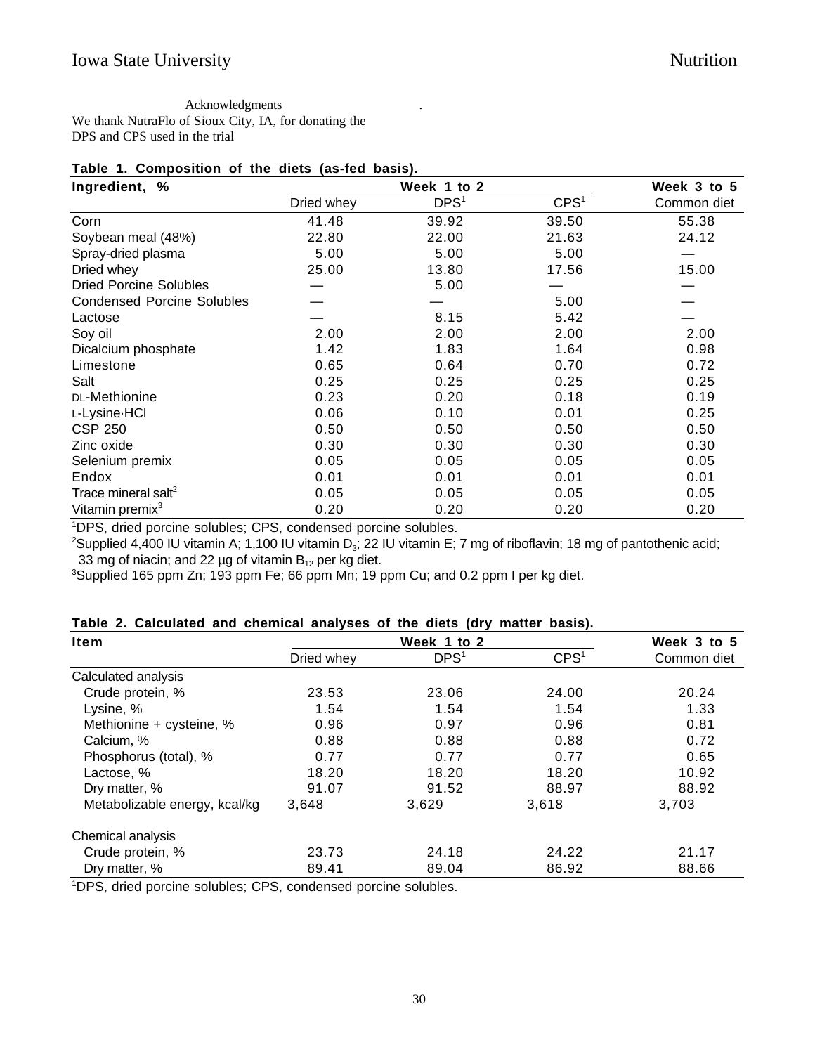Acknowledgments

We thank NutraFlo of Sioux City, IA, for donating the DPS and CPS used in the trial

**Table 1. Composition of the diets (as-fed basis).**

| Ingredient, % | Week 1 to 2 | | | Week 3 to 5 |
|---|---|---|---|---|
| | Dried whey | DPS[1] | CPS[1] | Common diet |
| Corn | 41.48 | 39.92 | 39.50 | 55.38 |
| Soybean meal (48%) | 22.80 | 22.00 | 21.63 | 24.12 |
| Spray-dried plasma | 5.00 | 5.00 | 5.00 | — |
| Dried whey | 25.00 | 13.80 | 17.56 | 15.00 |
| Dried Porcine Solubles | — | 5.00 | — | — |
| Condensed Porcine Solubles | — | — | 5.00 | — |
| Lactose | — | 8.15 | 5.42 | — |
| Soy oil | 2.00 | 2.00 | 2.00 | 2.00 |
| Dicalcium phosphate | 1.42 | 1.83 | 1.64 | 0.98 |
| Limestone | 0.65 | 0.64 | 0.70 | 0.72 |
| Salt | 0.25 | 0.25 | 0.25 | 0.25 |
| DL-Methionine | 0.23 | 0.20 | 0.18 | 0.19 |
| L-Lysine·HCl | 0.06 | 0.10 | 0.01 | 0.25 |
| CSP 250 | 0.50 | 0.50 | 0.50 | 0.50 |
| Zinc oxide | 0.30 | 0.30 | 0.30 | 0.30 |
| Selenium premix | 0.05 | 0.05 | 0.05 | 0.05 |
| Endox | 0.01 | 0.01 | 0.01 | 0.01 |
| Trace mineral salt[2] | 0.05 | 0.05 | 0.05 | 0.05 |
| Vitamin premix[3] | 0.20 | 0.20 | 0.20 | 0.20 |

[1]DPS, dried porcine solubles; CPS, condensed porcine solubles.
[2]Supplied 4,400 IU vitamin A; 1,100 IU vitamin $D_3$; 22 IU vitamin E; 7 mg of riboflavin; 18 mg of pantothenic acid; 33 mg of niacin; and 22 µg of vitamin $B_{12}$ per kg diet.
[3]Supplied 165 ppm Zn; 193 ppm Fe; 66 ppm Mn; 19 ppm Cu; and 0.2 ppm I per kg diet.

**Table 2. Calculated and chemical analyses of the diets (dry matter basis).**

| Item | Week 1 to 2 | | | Week 3 to 5 |
|---|---|---|---|---|
| | Dried whey | DPS[1] | CPS[1] | Common diet |
| Calculated analysis | | | | |
| Crude protein, % | 23.53 | 23.06 | 24.00 | 20.24 |
| Lysine, % | 1.54 | 1.54 | 1.54 | 1.33 |
| Methionine + cysteine, % | 0.96 | 0.97 | 0.96 | 0.81 |
| Calcium, % | 0.88 | 0.88 | 0.88 | 0.72 |
| Phosphorus (total), % | 0.77 | 0.77 | 0.77 | 0.65 |
| Lactose, % | 18.20 | 18.20 | 18.20 | 10.92 |
| Dry matter, % | 91.07 | 91.52 | 88.97 | 88.92 |
| Metabolizable energy, kcal/kg | 3,648 | 3,629 | 3,618 | 3,703 |
| Chemical analysis | | | | |
| Crude protein, % | 23.73 | 24.18 | 24.22 | 21.17 |
| Dry matter, % | 89.41 | 89.04 | 86.92 | 88.66 |

[1]DPS, dried porcine solubles; CPS, condensed porcine solubles.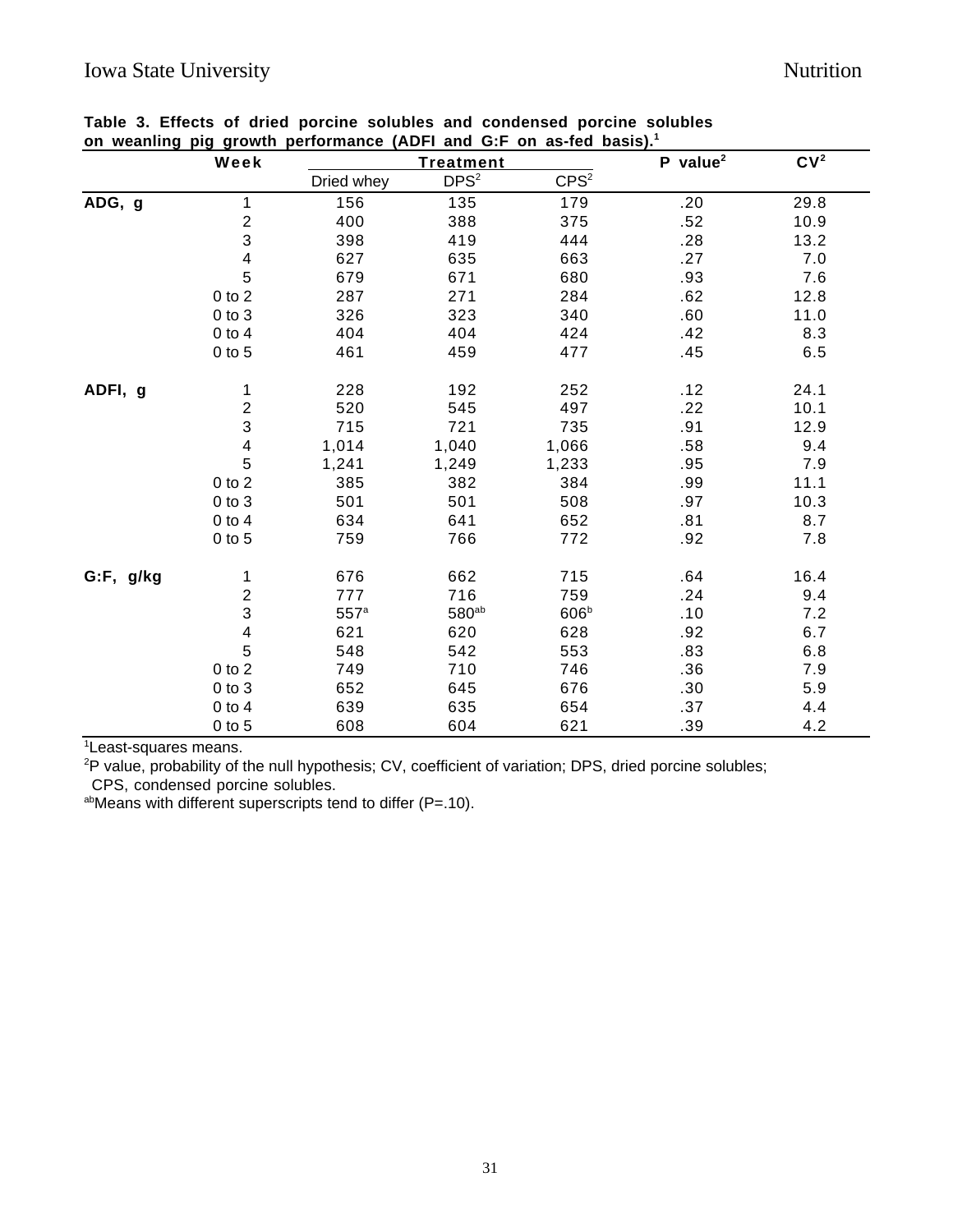**Table 3. Effects of dried porcine solubles and condensed porcine solubles on weanling pig growth performance (ADFI and G:F on as-fed basis).[1]**

| | Week | Treatment | | | P value[2] | CV[2] |
|---|---|---|---|---|---|---|
| | | Dried whey | DPS[2] | CPS[2] | | |
| **ADG, g** | 1 | 156 | 135 | 179 | .20 | 29.8 |
| | 2 | 400 | 388 | 375 | .52 | 10.9 |
| | 3 | 398 | 419 | 444 | .28 | 13.2 |
| | 4 | 627 | 635 | 663 | .27 | 7.0 |
| | 5 | 679 | 671 | 680 | .93 | 7.6 |
| | 0 to 2 | 287 | 271 | 284 | .62 | 12.8 |
| | 0 to 3 | 326 | 323 | 340 | .60 | 11.0 |
| | 0 to 4 | 404 | 404 | 424 | .42 | 8.3 |
| | 0 to 5 | 461 | 459 | 477 | .45 | 6.5 |
| **ADFI, g** | 1 | 228 | 192 | 252 | .12 | 24.1 |
| | 2 | 520 | 545 | 497 | .22 | 10.1 |
| | 3 | 715 | 721 | 735 | .91 | 12.9 |
| | 4 | 1,014 | 1,040 | 1,066 | .58 | 9.4 |
| | 5 | 1,241 | 1,249 | 1,233 | .95 | 7.9 |
| | 0 to 2 | 385 | 382 | 384 | .99 | 11.1 |
| | 0 to 3 | 501 | 501 | 508 | .97 | 10.3 |
| | 0 to 4 | 634 | 641 | 652 | .81 | 8.7 |
| | 0 to 5 | 759 | 766 | 772 | .92 | 7.8 |
| **G:F, g/kg** | 1 | 676 | 662 | 715 | .64 | 16.4 |
| | 2 | 777 | 716 | 759 | .24 | 9.4 |
| | 3 | 557[a] | 580[ab] | 606[b] | .10 | 7.2 |
| | 4 | 621 | 620 | 628 | .92 | 6.7 |
| | 5 | 548 | 542 | 553 | .83 | 6.8 |
| | 0 to 2 | 749 | 710 | 746 | .36 | 7.9 |
| | 0 to 3 | 652 | 645 | 676 | .30 | 5.9 |
| | 0 to 4 | 639 | 635 | 654 | .37 | 4.4 |
| | 0 to 5 | 608 | 604 | 621 | .39 | 4.2 |

[1]Least-squares means.

[2]P value, probability of the null hypothesis; CV, coefficient of variation; DPS, dried porcine solubles; CPS, condensed porcine solubles.

[ab]Means with different superscripts tend to differ (P=.10).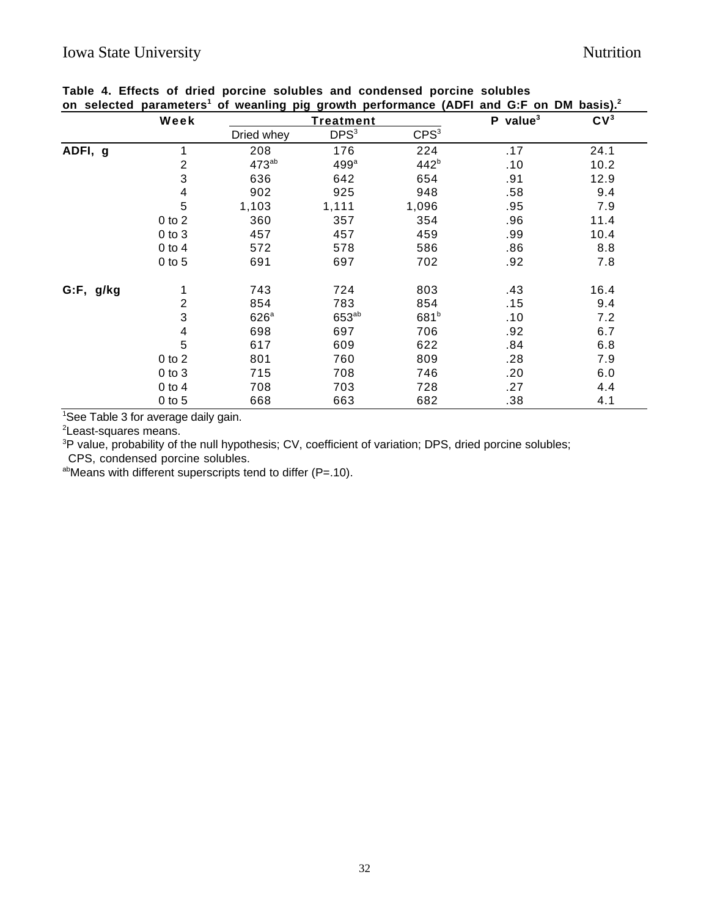**Table 4. Effects of dried porcine solubles and condensed porcine solubles on selected parameters[1] of weanling pig growth performance (ADFI and G:F on DM basis).[2]**

| | Week | Treatment | | | P value[3] | CV[3] |
|---|---|---|---|---|---|---|
| | | Dried whey | DPS[3] | CPS[3] | | |
| **ADFI, g** | 1 | 208 | 176 | 224 | .17 | 24.1 |
| | 2 | 473[ab] | 499[a] | 442[b] | .10 | 10.2 |
| | 3 | 636 | 642 | 654 | .91 | 12.9 |
| | 4 | 902 | 925 | 948 | .58 | 9.4 |
| | 5 | 1,103 | 1,111 | 1,096 | .95 | 7.9 |
| | 0 to 2 | 360 | 357 | 354 | .96 | 11.4 |
| | 0 to 3 | 457 | 457 | 459 | .99 | 10.4 |
| | 0 to 4 | 572 | 578 | 586 | .86 | 8.8 |
| | 0 to 5 | 691 | 697 | 702 | .92 | 7.8 |
| **G:F, g/kg** | 1 | 743 | 724 | 803 | .43 | 16.4 |
| | 2 | 854 | 783 | 854 | .15 | 9.4 |
| | 3 | 626[a] | 653[ab] | 681[b] | .10 | 7.2 |
| | 4 | 698 | 697 | 706 | .92 | 6.7 |
| | 5 | 617 | 609 | 622 | .84 | 6.8 |
| | 0 to 2 | 801 | 760 | 809 | .28 | 7.9 |
| | 0 to 3 | 715 | 708 | 746 | .20 | 6.0 |
| | 0 to 4 | 708 | 703 | 728 | .27 | 4.4 |
| | 0 to 5 | 668 | 663 | 682 | .38 | 4.1 |

[1]See Table 3 for average daily gain.
[2]Least-squares means.
[3]P value, probability of the null hypothesis; CV, coefficient of variation; DPS, dried porcine solubles; CPS, condensed porcine solubles.
[ab]Means with different superscripts tend to differ (P=.10).